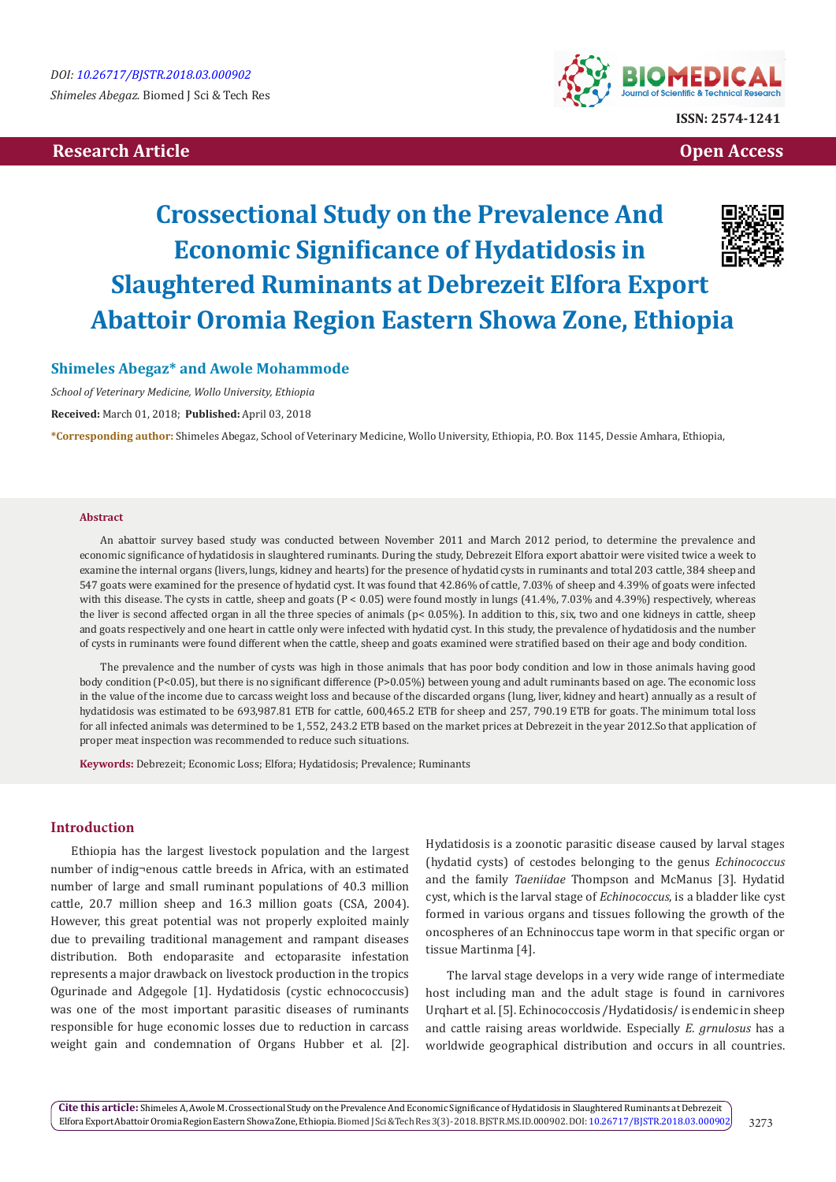Research Article

Open Access

# Crossectional Study on the Prevalence And Economic Significance of Hydatidosis in Slaughtered Ruminants at Debrezeit Elfora Export Abattoir Oromia Region Eastern Showa Zone, Ethiopia

**Shimeles Abegaz* and Awole Mohammode**

*School of Veterinary Medicine, Wollo University, Ethiopia*

**Received:** March 01, 2018; **Published:** April 03, 2018

***Corresponding author:** Shimeles Abegaz, School of Veterinary Medicine, Wollo University, Ethiopia, P.O. Box 1145, Dessie Amhara, Ethiopia,

### Abstract

An abattoir survey based study was conducted between November 2011 and March 2012 period, to determine the prevalence and economic significance of hydatidosis in slaughtered ruminants. During the study, Debrezeit Elfora export abattoir were visited twice a week to examine the internal organs (livers, lungs, kidney and hearts) for the presence of hydatid cysts in ruminants and total 203 cattle, 384 sheep and 547 goats were examined for the presence of hydatid cyst. It was found that 42.86% of cattle, 7.03% of sheep and 4.39% of goats were infected with this disease. The cysts in cattle, sheep and goats ($P < 0.05$) were found mostly in lungs (41.4%, 7.03% and 4.39%) respectively, whereas the liver is second affected organ in all the three species of animals ($p < 0.05\%$). In addition to this, six, two and one kidneys in cattle, sheep and goats respectively and one heart in cattle only were infected with hydatid cyst. In this study, the prevalence of hydatidosis and the number of cysts in ruminants were found different when the cattle, sheep and goats examined were stratified based on their age and body condition.

The prevalence and the number of cysts was high in those animals that has poor body condition and low in those animals having good body condition ($P<0.05$), but there is no significant difference ($P>0.05\%$) between young and adult ruminants based on age. The economic loss in the value of the income due to carcass weight loss and because of the discarded organs (lung, liver, kidney and heart) annually as a result of hydatidosis was estimated to be 693,987.81 ETB for cattle, 600,465.2 ETB for sheep and 257, 790.19 ETB for goats. The minimum total loss for all infected animals was determined to be 1, 552, 243.2 ETB based on the market prices at Debrezeit in the year 2012.So that application of proper meat inspection was recommended to reduce such situations.

**Keywords:** Debrezeit; Economic Loss; Elfora; Hydatidosis; Prevalence; Ruminants

## Introduction

Ethiopia has the largest livestock population and the largest number of indig¬enous cattle breeds in Africa, with an estimated number of large and small ruminant populations of 40.3 million cattle, 20.7 million sheep and 16.3 million goats (CSA, 2004). However, this great potential was not properly exploited mainly due to prevailing traditional management and rampant diseases distribution. Both endoparasite and ectoparasite infestation represents a major drawback on livestock production in the tropics Ogurinade and Adgegole [1]. Hydatidosis (cystic echnococcusis) was one of the most important parasitic diseases of ruminants responsible for huge economic losses due to reduction in carcass weight gain and condemnation of Organs Hubber et al. [2].

Hydatidosis is a zoonotic parasitic disease caused by larval stages (hydatid cysts) of cestodes belonging to the genus *Echinococcus* and the family *Taeniidae* Thompson and McManus [3]. Hydatid cyst, which is the larval stage of *Echinococcus*, is a bladder like cyst formed in various organs and tissues following the growth of the oncospheres of an Echninoccus tape worm in that specific organ or tissue Martinma [4].

The larval stage develops in a very wide range of intermediate host including man and the adult stage is found in carnivores Urqhart et al. [5]. Echinococcosis /Hydatidosis/ is endemic in sheep and cattle raising areas worldwide. Especially *E. grnulosus* has a worldwide geographical distribution and occurs in all countries.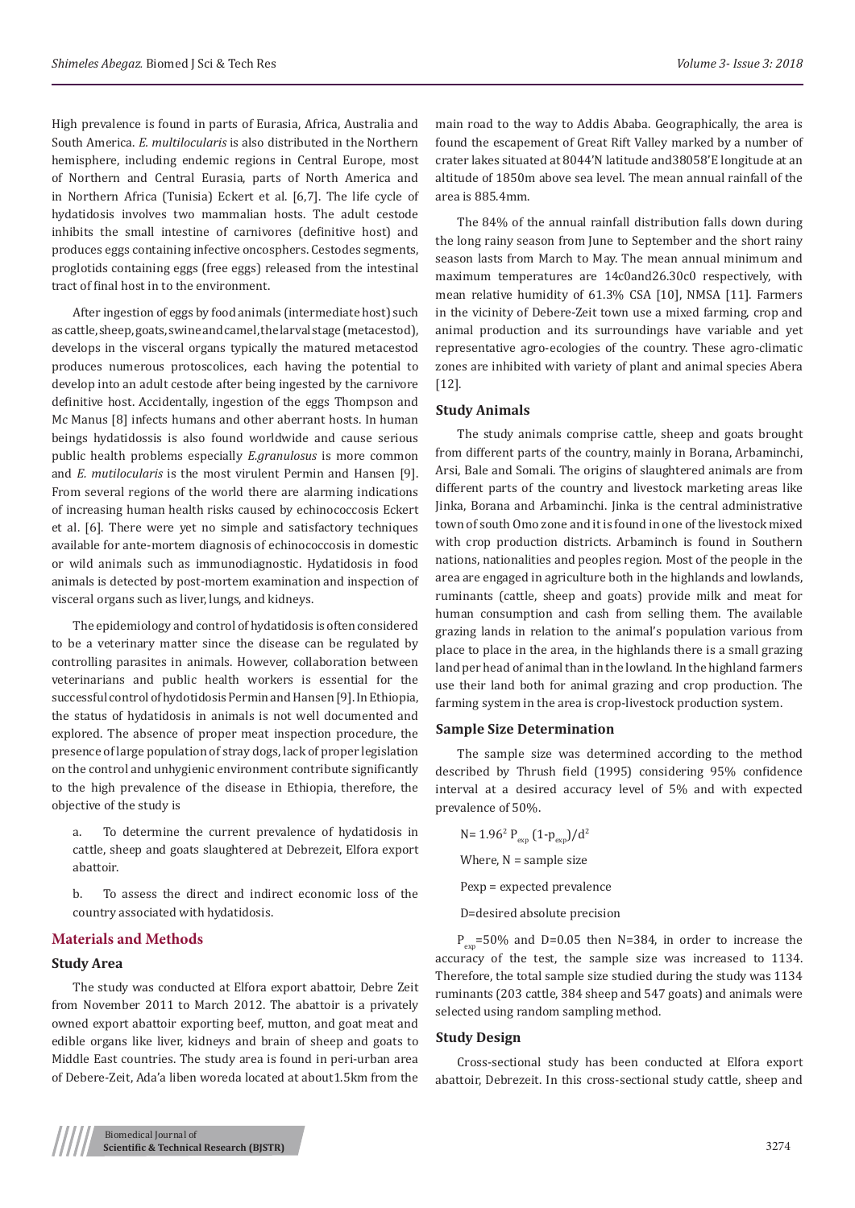High prevalence is found in parts of Eurasia, Africa, Australia and South America. *E. multilocularis* is also distributed in the Northern hemisphere, including endemic regions in Central Europe, most of Northern and Central Eurasia, parts of North America and in Northern Africa (Tunisia) Eckert et al. [6,7]. The life cycle of hydatidosis involves two mammalian hosts. The adult cestode inhibits the small intestine of carnivores (definitive host) and produces eggs containing infective oncosphers. Cestodes segments, proglotids containing eggs (free eggs) released from the intestinal tract of final host in to the environment.

After ingestion of eggs by food animals (intermediate host) such as cattle, sheep, goats, swine and camel, the larval stage (metacestod), develops in the visceral organs typically the matured metacestod produces numerous protoscolices, each having the potential to develop into an adult cestode after being ingested by the carnivore definitive host. Accidentally, ingestion of the eggs Thompson and Mc Manus [8] infects humans and other aberrant hosts. In human beings hydatidossis is also found worldwide and cause serious public health problems especially *E.granulosus* is more common and *E. mutilocularis* is the most virulent Permin and Hansen [9]. From several regions of the world there are alarming indications of increasing human health risks caused by echinococcosis Eckert et al. [6]. There were yet no simple and satisfactory techniques available for ante-mortem diagnosis of echinococcosis in domestic or wild animals such as immunodiagnostic. Hydatidosis in food animals is detected by post-mortem examination and inspection of visceral organs such as liver, lungs, and kidneys.

The epidemiology and control of hydatidosis is often considered to be a veterinary matter since the disease can be regulated by controlling parasites in animals. However, collaboration between veterinarians and public health workers is essential for the successful control of hydotidosis Permin and Hansen [9]. In Ethiopia, the status of hydatidosis in animals is not well documented and explored. The absence of proper meat inspection procedure, the presence of large population of stray dogs, lack of proper legislation on the control and unhygienic environment contribute significantly to the high prevalence of the disease in Ethiopia, therefore, the objective of the study is

a. To determine the current prevalence of hydatidosis in cattle, sheep and goats slaughtered at Debrezeit, Elfora export abattoir.

b. To assess the direct and indirect economic loss of the country associated with hydatidosis.

## Materials and Methods

### Study Area

The study was conducted at Elfora export abattoir, Debre Zeit from November 2011 to March 2012. The abattoir is a privately owned export abattoir exporting beef, mutton, and goat meat and edible organs like liver, kidneys and brain of sheep and goats to Middle East countries. The study area is found in peri-urban area of Debere-Zeit, Ada'a liben woreda located at about1.5km from the main road to the way to Addis Ababa. Geographically, the area is found the escapement of Great Rift Valley marked by a number of crater lakes situated at 8044'N latitude and38058'E longitude at an altitude of 1850m above sea level. The mean annual rainfall of the area is 885.4mm.

The 84% of the annual rainfall distribution falls down during the long rainy season from June to September and the short rainy season lasts from March to May. The mean annual minimum and maximum temperatures are 14c0and26.30c0 respectively, with mean relative humidity of 61.3% CSA [10], NMSA [11]. Farmers in the vicinity of Debere-Zeit town use a mixed farming, crop and animal production and its surroundings have variable and yet representative agro-ecologies of the country. These agro-climatic zones are inhibited with variety of plant and animal species Abera [12].

### Study Animals

The study animals comprise cattle, sheep and goats brought from different parts of the country, mainly in Borana, Arbaminchi, Arsi, Bale and Somali. The origins of slaughtered animals are from different parts of the country and livestock marketing areas like Jinka, Borana and Arbaminchi. Jinka is the central administrative town of south Omo zone and it is found in one of the livestock mixed with crop production districts. Arbaminch is found in Southern nations, nationalities and peoples region. Most of the people in the area are engaged in agriculture both in the highlands and lowlands, ruminants (cattle, sheep and goats) provide milk and meat for human consumption and cash from selling them. The available grazing lands in relation to the animal's population various from place to place in the area, in the highlands there is a small grazing land per head of animal than in the lowland. In the highland farmers use their land both for animal grazing and crop production. The farming system in the area is crop-livestock production system.

### Sample Size Determination

The sample size was determined according to the method described by Thrush field (1995) considering 95% confidence interval at a desired accuracy level of 5% and with expected prevalence of 50%.

$N= 1.96^2 P_{exp} (1-p_{exp})/d^2$

Where, N = sample size

Pexp = expected prevalence

D=desired absolute precision

$P_{exp}$=50% and D=0.05 then N=384, in order to increase the accuracy of the test, the sample size was increased to 1134. Therefore, the total sample size studied during the study was 1134 ruminants (203 cattle, 384 sheep and 547 goats) and animals were selected using random sampling method.

### Study Design

Cross-sectional study has been conducted at Elfora export abattoir, Debrezeit. In this cross-sectional study cattle, sheep and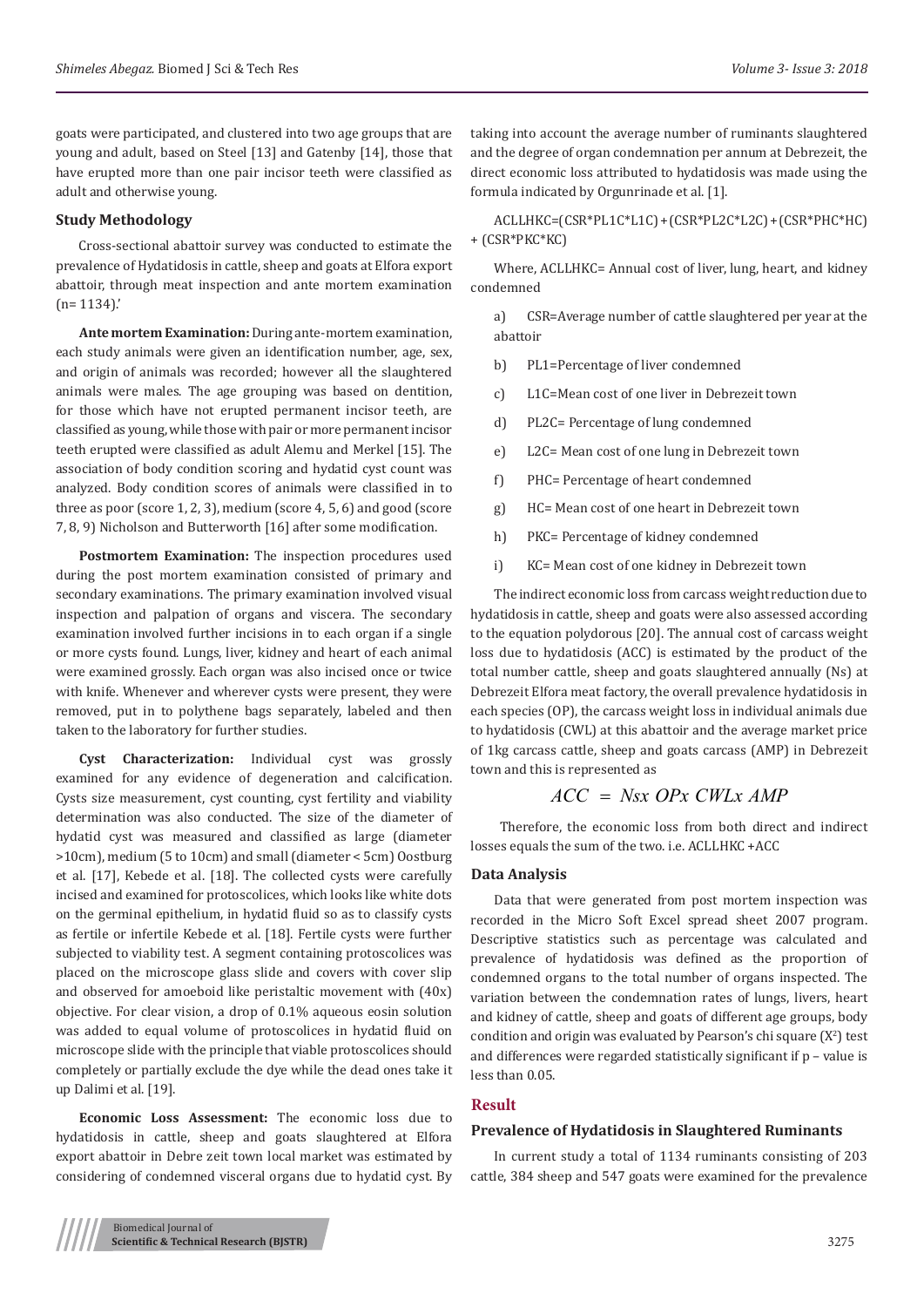goats were participated, and clustered into two age groups that are young and adult, based on Steel [13] and Gatenby [14], those that have erupted more than one pair incisor teeth were classified as adult and otherwise young.

### Study Methodology

Cross-sectional abattoir survey was conducted to estimate the prevalence of Hydatidosis in cattle, sheep and goats at Elfora export abattoir, through meat inspection and ante mortem examination (n= 1134).'

**Ante mortem Examination:** During ante-mortem examination, each study animals were given an identification number, age, sex, and origin of animals was recorded; however all the slaughtered animals were males. The age grouping was based on dentition, for those which have not erupted permanent incisor teeth, are classified as young, while those with pair or more permanent incisor teeth erupted were classified as adult Alemu and Merkel [15]. The association of body condition scoring and hydatid cyst count was analyzed. Body condition scores of animals were classified in to three as poor (score 1, 2, 3), medium (score 4, 5, 6) and good (score 7, 8, 9) Nicholson and Butterworth [16] after some modification.

**Postmortem Examination:** The inspection procedures used during the post mortem examination consisted of primary and secondary examinations. The primary examination involved visual inspection and palpation of organs and viscera. The secondary examination involved further incisions in to each organ if a single or more cysts found. Lungs, liver, kidney and heart of each animal were examined grossly. Each organ was also incised once or twice with knife. Whenever and wherever cysts were present, they were removed, put in to polythene bags separately, labeled and then taken to the laboratory for further studies.

**Cyst Characterization:** Individual cyst was grossly examined for any evidence of degeneration and calcification. Cysts size measurement, cyst counting, cyst fertility and viability determination was also conducted. The size of the diameter of hydatid cyst was measured and classified as large (diameter >10cm), medium (5 to 10cm) and small (diameter < 5cm) Oostburg et al. [17], Kebede et al. [18]. The collected cysts were carefully incised and examined for protoscolices, which looks like white dots on the germinal epithelium, in hydatid fluid so as to classify cysts as fertile or infertile Kebede et al. [18]. Fertile cysts were further subjected to viability test. A segment containing protoscolices was placed on the microscope glass slide and covers with cover slip and observed for amoeboid like peristaltic movement with (40x) objective. For clear vision, a drop of 0.1% aqueous eosin solution was added to equal volume of protoscolices in hydatid fluid on microscope slide with the principle that viable protoscolices should completely or partially exclude the dye while the dead ones take it up Dalimi et al. [19].

**Economic Loss Assessment:** The economic loss due to hydatidosis in cattle, sheep and goats slaughtered at Elfora export abattoir in Debre zeit town local market was estimated by considering of condemned visceral organs due to hydatid cyst. By taking into account the average number of ruminants slaughtered and the degree of organ condemnation per annum at Debrezeit, the direct economic loss attributed to hydatidosis was made using the formula indicated by Orgunrinade et al. [1].

ACLLHKC=(CSR*PL1C*L1C)+(CSR*PL2C*L2C)+(CSR*PHC*HC) + (CSR*PKC*KC)

Where, ACLLHKC= Annual cost of liver, lung, heart, and kidney condemned

a) CSR=Average number of cattle slaughtered per year at the abattoir

b) PL1=Percentage of liver condemned

c) L1C=Mean cost of one liver in Debrezeit town

d) PL2C= Percentage of lung condemned

e) L2C= Mean cost of one lung in Debrezeit town

f) PHC= Percentage of heart condemned

g) HC= Mean cost of one heart in Debrezeit town

h) PKC= Percentage of kidney condemned

i) KC= Mean cost of one kidney in Debrezeit town

The indirect economic loss from carcass weight reduction due to hydatidosis in cattle, sheep and goats were also assessed according to the equation polydorous [20]. The annual cost of carcass weight loss due to hydatidosis (ACC) is estimated by the product of the total number cattle, sheep and goats slaughtered annually (Ns) at Debrezeit Elfora meat factory, the overall prevalence hydatidosis in each species (OP), the carcass weight loss in individual animals due to hydatidosis (CWL) at this abattoir and the average market price of 1kg carcass cattle, sheep and goats carcass (AMP) in Debrezeit town and this is represented as

$$ACC = Nsx\ OPx\ CWLx\ AMP$$

Therefore, the economic loss from both direct and indirect losses equals the sum of the two. i.e. ACLLHKC +ACC

### Data Analysis

Data that were generated from post mortem inspection was recorded in the Micro Soft Excel spread sheet 2007 program. Descriptive statistics such as percentage was calculated and prevalence of hydatidosis was defined as the proportion of condemned organs to the total number of organs inspected. The variation between the condemnation rates of lungs, livers, heart and kidney of cattle, sheep and goats of different age groups, body condition and origin was evaluated by Pearson's chi square ($X^2$) test and differences were regarded statistically significant if p – value is less than 0.05.

## Result

### Prevalence of Hydatidosis in Slaughtered Ruminants

In current study a total of 1134 ruminants consisting of 203 cattle, 384 sheep and 547 goats were examined for the prevalence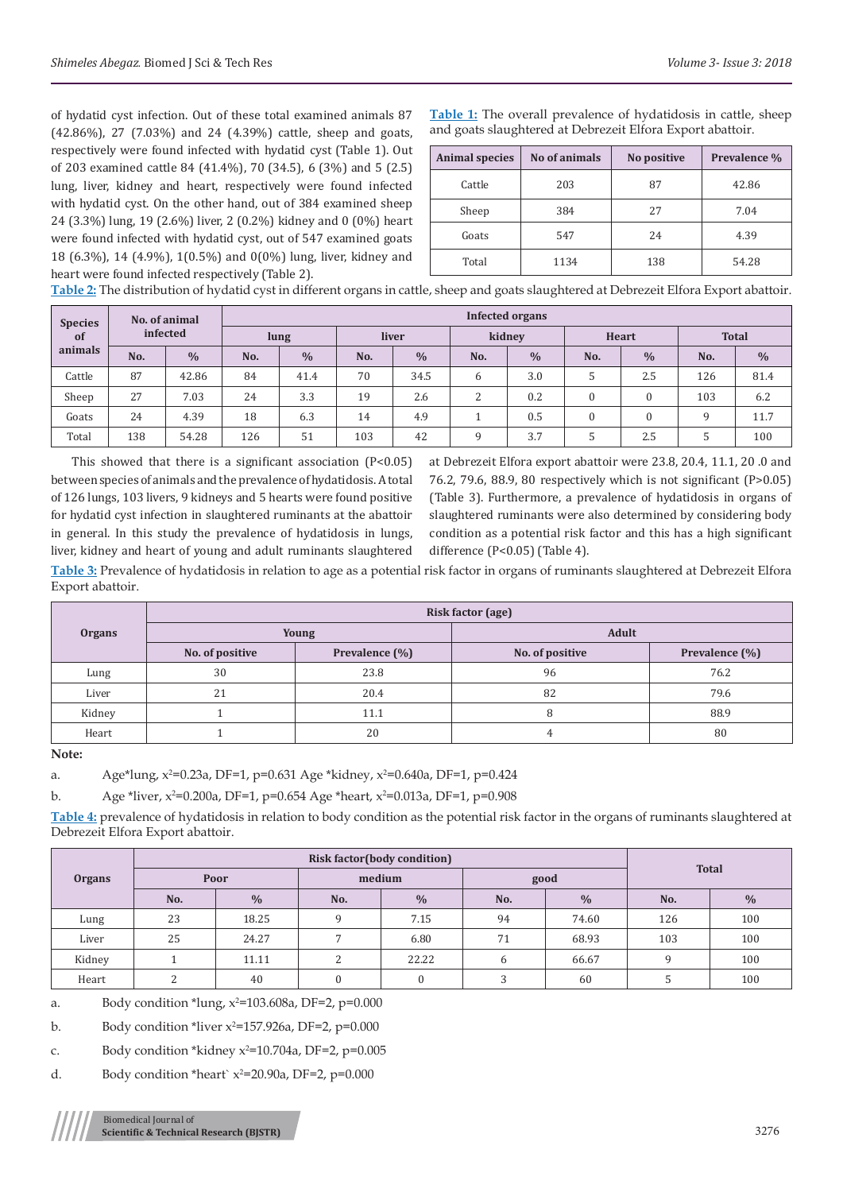of hydatid cyst infection. Out of these total examined animals 87 (42.86%), 27 (7.03%) and 24 (4.39%) cattle, sheep and goats, respectively were found infected with hydatid cyst (Table 1). Out of 203 examined cattle 84 (41.4%), 70 (34.5), 6 (3%) and 5 (2.5) lung, liver, kidney and heart, respectively were found infected with hydatid cyst. On the other hand, out of 384 examined sheep 24 (3.3%) lung, 19 (2.6%) liver, 2 (0.2%) kidney and 0 (0%) heart were found infected with hydatid cyst, out of 547 examined goats 18 (6.3%), 14 (4.9%), 1(0.5%) and 0(0%) lung, liver, kidney and heart were found infected respectively (Table 2).

**Table 1:** The overall prevalence of hydatidosis in cattle, sheep and goats slaughtered at Debrezeit Elfora Export abattoir.

| Animal species | No of animals | No positive | Prevalence % |
|---|---|---|---|
| Cattle | 203 | 87 | 42.86 |
| Sheep | 384 | 27 | 7.04 |
| Goats | 547 | 24 | 4.39 |
| Total | 1134 | 138 | 54.28 |

**Table 2:** The distribution of hydatid cyst in different organs in cattle, sheep and goats slaughtered at Debrezeit Elfora Export abattoir.

| Species of animals | No. of animal infected | | Infected organs | | | | | | | | | |
|---|---|---|---|---|---|---|---|---|---|---|---|---|
| | | | lung | | liver | | kidney | | Heart | | Total | |
| | No. | % | No. | % | No. | % | No. | % | No. | % | No. | % |
| Cattle | 87 | 42.86 | 84 | 41.4 | 70 | 34.5 | 6 | 3.0 | 5 | 2.5 | 126 | 81.4 |
| Sheep | 27 | 7.03 | 24 | 3.3 | 19 | 2.6 | 2 | 0.2 | 0 | 0 | 103 | 6.2 |
| Goats | 24 | 4.39 | 18 | 6.3 | 14 | 4.9 | 1 | 0.5 | 0 | 0 | 9 | 11.7 |
| Total | 138 | 54.28 | 126 | 51 | 103 | 42 | 9 | 3.7 | 5 | 2.5 | 5 | 100 |

This showed that there is a significant association (P<0.05) between species of animals and the prevalence of hydatidosis. A total of 126 lungs, 103 livers, 9 kidneys and 5 hearts were found positive for hydatid cyst infection in slaughtered ruminants at the abattoir in general. In this study the prevalence of hydatidosis in lungs, liver, kidney and heart of young and adult ruminants slaughtered at Debrezeit Elfora export abattoir were 23.8, 20.4, 11.1, 20 .0 and 76.2, 79.6, 88.9, 80 respectively which is not significant (P>0.05) (Table 3). Furthermore, a prevalence of hydatidosis in organs of slaughtered ruminants were also determined by considering body condition as a potential risk factor and this has a high significant difference (P<0.05) (Table 4).

**Table 3:** Prevalence of hydatidosis in relation to age as a potential risk factor in organs of ruminants slaughtered at Debrezeit Elfora Export abattoir.

| Organs | Risk factor (age) | | | |
|---|---|---|---|---|
| | Young | | Adult | |
| | No. of positive | Prevalence (%) | No. of positive | Prevalence (%) |
| Lung | 30 | 23.8 | 96 | 76.2 |
| Liver | 21 | 20.4 | 82 | 79.6 |
| Kidney | 1 | 11.1 | 8 | 88.9 |
| Heart | 1 | 20 | 4 | 80 |

**Note:**

a. Age*lung, $x^2$=0.23a, DF=1, p=0.631 Age *kidney, $x^2$=0.640a, DF=1, p=0.424

b. Age *liver, $x^2$=0.200a, DF=1, p=0.654 Age *heart, $x^2$=0.013a, DF=1, p=0.908

**Table 4:** prevalence of hydatidosis in relation to body condition as the potential risk factor in the organs of ruminants slaughtered at Debrezeit Elfora Export abattoir.

| Organs | Risk factor(body condition) | | | | | | Total | |
|---|---|---|---|---|---|---|---|---|
| | Poor | | medium | | good | | | |
| | No. | % | No. | % | No. | % | No. | % |
| Lung | 23 | 18.25 | 9 | 7.15 | 94 | 74.60 | 126 | 100 |
| Liver | 25 | 24.27 | 7 | 6.80 | 71 | 68.93 | 103 | 100 |
| Kidney | 1 | 11.11 | 2 | 22.22 | 6 | 66.67 | 9 | 100 |
| Heart | 2 | 40 | 0 | 0 | 3 | 60 | 5 | 100 |

a. Body condition *lung, $x^2$=103.608a, DF=2, p=0.000

b. Body condition *liver $x^2$=157.926a, DF=2, p=0.000

c. Body condition *kidney $x^2$=10.704a, DF=2, p=0.005

d. Body condition *heart` $x^2$=20.90a, DF=2, p=0.000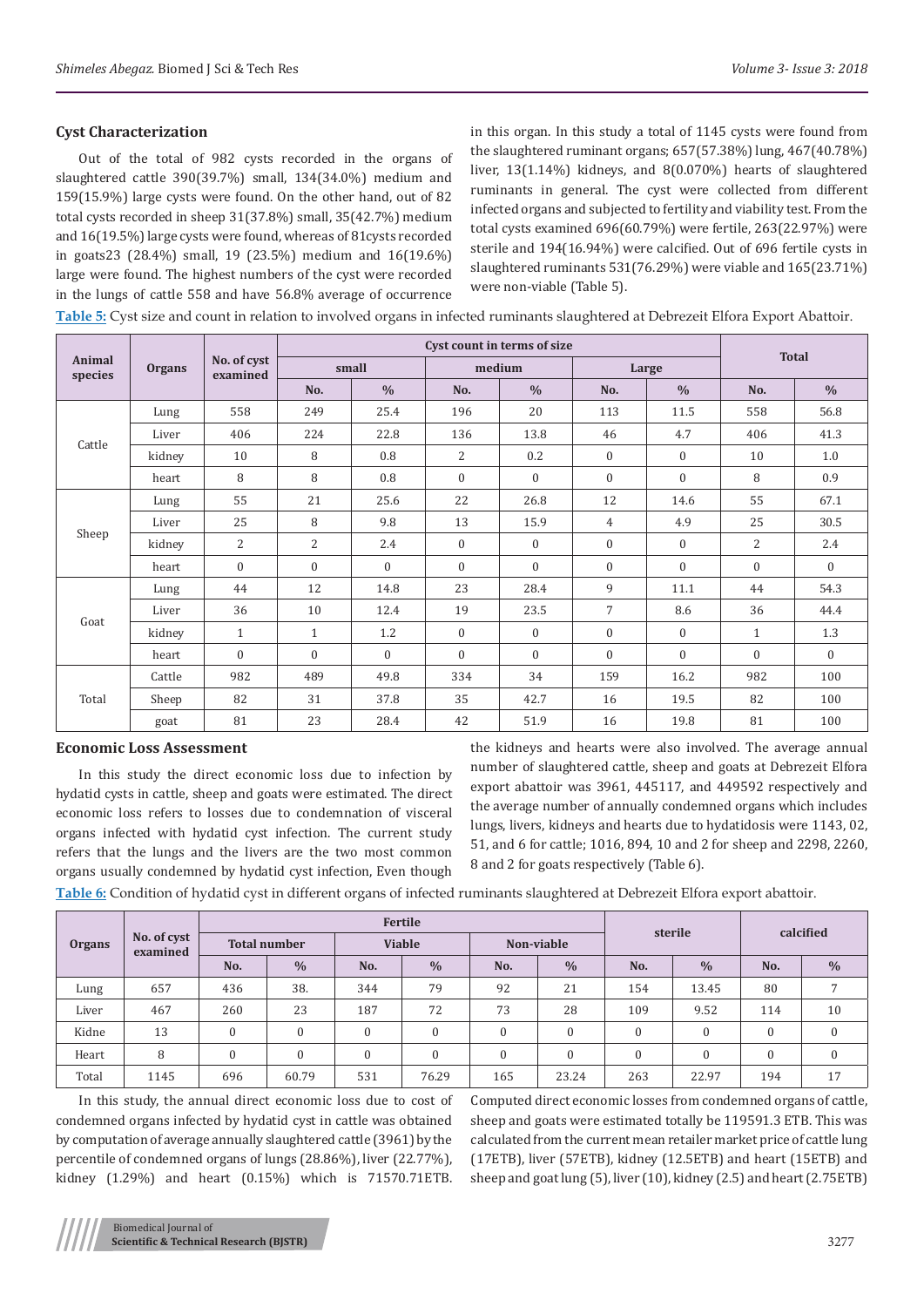### Cyst Characterization

Out of the total of 982 cysts recorded in the organs of slaughtered cattle 390(39.7%) small, 134(34.0%) medium and 159(15.9%) large cysts were found. On the other hand, out of 82 total cysts recorded in sheep 31(37.8%) small, 35(42.7%) medium and 16(19.5%) large cysts were found, whereas of 81cysts recorded in goats23 (28.4%) small, 19 (23.5%) medium and 16(19.6%) large were found. The highest numbers of the cyst were recorded in the lungs of cattle 558 and have 56.8% average of occurrence in this organ. In this study a total of 1145 cysts were found from the slaughtered ruminant organs; 657(57.38%) lung, 467(40.78%) liver, 13(1.14%) kidneys, and 8(0.070%) hearts of slaughtered ruminants in general. The cyst were collected from different infected organs and subjected to fertility and viability test. From the total cysts examined 696(60.79%) were fertile, 263(22.97%) were sterile and 194(16.94%) were calcified. Out of 696 fertile cysts in slaughtered ruminants 531(76.29%) were viable and 165(23.71%) were non-viable (Table 5).

**Table 5:** Cyst size and count in relation to involved organs in infected ruminants slaughtered at Debrezeit Elfora Export Abattoir.

| Animal species | Organs | No. of cyst examined | Cyst count in terms of size | | | | | | Total | |
|---|---|---|---|---|---|---|---|---|---|---|
| | | | small | | medium | | Large | | | |
| | | | No. | % | No. | % | No. | % | No. | % |
| Cattle | Lung | 558 | 249 | 25.4 | 196 | 20 | 113 | 11.5 | 558 | 56.8 |
| | Liver | 406 | 224 | 22.8 | 136 | 13.8 | 46 | 4.7 | 406 | 41.3 |
| | kidney | 10 | 8 | 0.8 | 2 | 0.2 | 0 | 0 | 10 | 1.0 |
| | heart | 8 | 8 | 0.8 | 0 | 0 | 0 | 0 | 8 | 0.9 |
| Sheep | Lung | 55 | 21 | 25.6 | 22 | 26.8 | 12 | 14.6 | 55 | 67.1 |
| | Liver | 25 | 8 | 9.8 | 13 | 15.9 | 4 | 4.9 | 25 | 30.5 |
| | kidney | 2 | 2 | 2.4 | 0 | 0 | 0 | 0 | 2 | 2.4 |
| | heart | 0 | 0 | 0 | 0 | 0 | 0 | 0 | 0 | 0 |
| Goat | Lung | 44 | 12 | 14.8 | 23 | 28.4 | 9 | 11.1 | 44 | 54.3 |
| | Liver | 36 | 10 | 12.4 | 19 | 23.5 | 7 | 8.6 | 36 | 44.4 |
| | kidney | 1 | 1 | 1.2 | 0 | 0 | 0 | 0 | 1 | 1.3 |
| | heart | 0 | 0 | 0 | 0 | 0 | 0 | 0 | 0 | 0 |
| Total | Cattle | 982 | 489 | 49.8 | 334 | 34 | 159 | 16.2 | 982 | 100 |
| | Sheep | 82 | 31 | 37.8 | 35 | 42.7 | 16 | 19.5 | 82 | 100 |
| | goat | 81 | 23 | 28.4 | 42 | 51.9 | 16 | 19.8 | 81 | 100 |

### Economic Loss Assessment

In this study the direct economic loss due to infection by hydatid cysts in cattle, sheep and goats were estimated. The direct economic loss refers to losses due to condemnation of visceral organs infected with hydatid cyst infection. The current study refers that the lungs and the livers are the two most common organs usually condemned by hydatid cyst infection, Even though the kidneys and hearts were also involved. The average annual number of slaughtered cattle, sheep and goats at Debrezeit Elfora export abattoir was 3961, 445117, and 449592 respectively and the average number of annually condemned organs which includes lungs, livers, kidneys and hearts due to hydatidosis were 1143, 02, 51, and 6 for cattle; 1016, 894, 10 and 2 for sheep and 2298, 2260, 8 and 2 for goats respectively (Table 6).

**Table 6:** Condition of hydatid cyst in different organs of infected ruminants slaughtered at Debrezeit Elfora export abattoir.

| Organs | No. of cyst examined | Fertile | | | | | | sterile | | calcified | |
|---|---|---|---|---|---|---|---|---|---|---|---|
| | | Total number | | Viable | | Non-viable | | | | | |
| | | No. | % | No. | % | No. | % | No. | % | No. | % |
| Lung | 657 | 436 | 38. | 344 | 79 | 92 | 21 | 154 | 13.45 | 80 | 7 |
| Liver | 467 | 260 | 23 | 187 | 72 | 73 | 28 | 109 | 9.52 | 114 | 10 |
| Kidne | 13 | 0 | 0 | 0 | 0 | 0 | 0 | 0 | 0 | 0 | 0 |
| Heart | 8 | 0 | 0 | 0 | 0 | 0 | 0 | 0 | 0 | 0 | 0 |
| Total | 1145 | 696 | 60.79 | 531 | 76.29 | 165 | 23.24 | 263 | 22.97 | 194 | 17 |

In this study, the annual direct economic loss due to cost of condemned organs infected by hydatid cyst in cattle was obtained by computation of average annually slaughtered cattle (3961) by the percentile of condemned organs of lungs (28.86%), liver (22.77%), kidney (1.29%) and heart (0.15%) which is 71570.71ETB. Computed direct economic losses from condemned organs of cattle, sheep and goats were estimated totally be 119591.3 ETB. This was calculated from the current mean retailer market price of cattle lung (17ETB), liver (57ETB), kidney (12.5ETB) and heart (15ETB) and sheep and goat lung (5), liver (10), kidney (2.5) and heart (2.75ETB)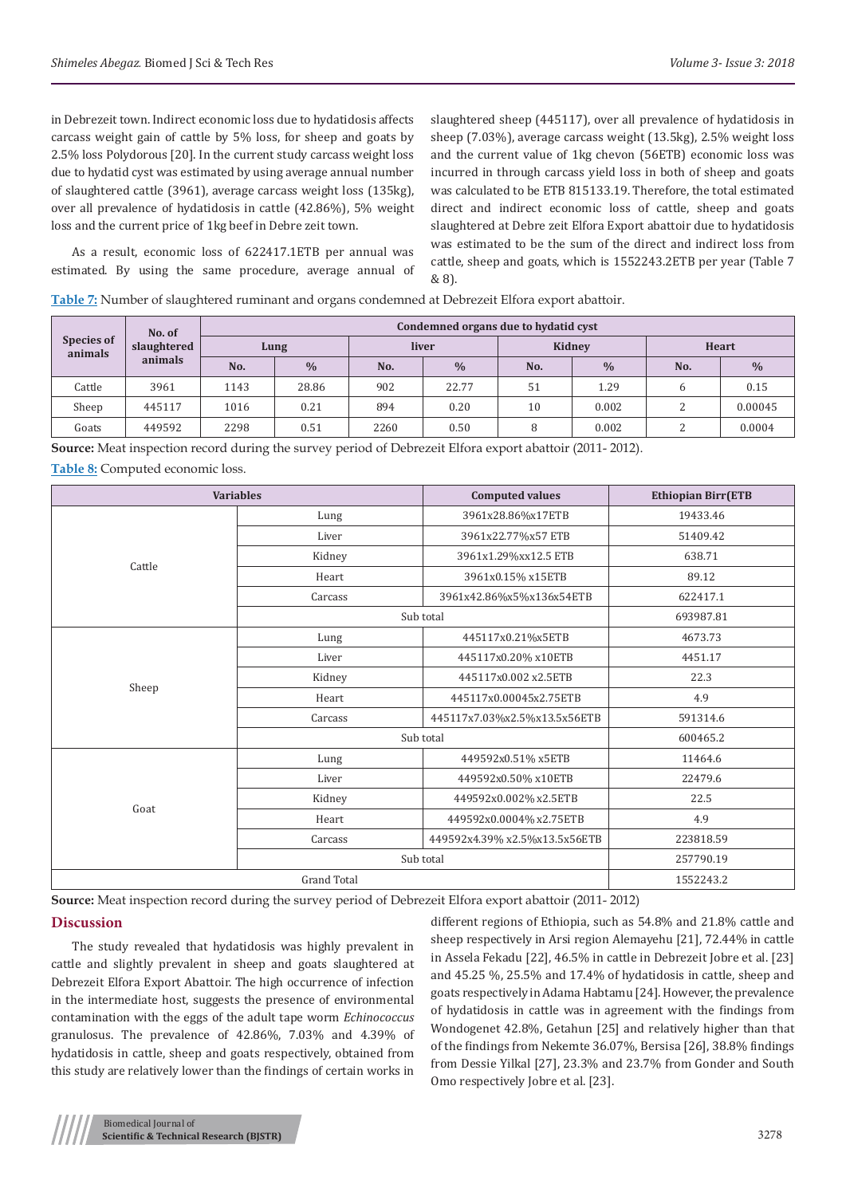in Debrezeit town. Indirect economic loss due to hydatidosis affects carcass weight gain of cattle by 5% loss, for sheep and goats by 2.5% loss Polydorous [20]. In the current study carcass weight loss due to hydatid cyst was estimated by using average annual number of slaughtered cattle (3961), average carcass weight loss (135kg), over all prevalence of hydatidosis in cattle (42.86%), 5% weight loss and the current price of 1kg beef in Debre zeit town.

As a result, economic loss of 622417.1ETB per annual was estimated. By using the same procedure, average annual of slaughtered sheep (445117), over all prevalence of hydatidosis in sheep (7.03%), average carcass weight (13.5kg), 2.5% weight loss and the current value of 1kg chevon (56ETB) economic loss was incurred in through carcass yield loss in both of sheep and goats was calculated to be ETB 815133.19. Therefore, the total estimated direct and indirect economic loss of cattle, sheep and goats slaughtered at Debre zeit Elfora Export abattoir due to hydatidosis was estimated to be the sum of the direct and indirect loss from cattle, sheep and goats, which is 1552243.2ETB per year (Table 7 & 8).

**Table 7:** Number of slaughtered ruminant and organs condemned at Debrezeit Elfora export abattoir.

| Species of animals | No. of slaughtered animals | Condemned organs due to hydatid cyst | | | | | | | |
|---|---|---|---|---|---|---|---|---|---|
| | | Lung | | liver | | Kidney | | Heart | |
| | | No. | % | No. | % | No. | % | No. | % |
| Cattle | 3961 | 1143 | 28.86 | 902 | 22.77 | 51 | 1.29 | 6 | 0.15 |
| Sheep | 445117 | 1016 | 0.21 | 894 | 0.20 | 10 | 0.002 | 2 | 0.00045 |
| Goats | 449592 | 2298 | 0.51 | 2260 | 0.50 | 8 | 0.002 | 2 | 0.0004 |

**Source:** Meat inspection record during the survey period of Debrezeit Elfora export abattoir (2011- 2012).

**Table 8:** Computed economic loss.

| Variables | | Computed values | Ethiopian Birr(ETB |
|---|---|---|---|
| Cattle | Lung | 3961x28.86%x17ETB | 19433.46 |
| | Liver | 3961x22.77%x57 ETB | 51409.42 |
| | Kidney | 3961x1.29%xx12.5 ETB | 638.71 |
| | Heart | 3961x0.15% x15ETB | 89.12 |
| | Carcass | 3961x42.86%x5%x136x54ETB | 622417.1 |
| | Sub total | | 693987.81 |
| Sheep | Lung | 445117x0.21%x5ETB | 4673.73 |
| | Liver | 445117x0.20% x10ETB | 4451.17 |
| | Kidney | 445117x0.002 x2.5ETB | 22.3 |
| | Heart | 445117x0.00045x2.75ETB | 4.9 |
| | Carcass | 445117x7.03%x2.5%x13.5x56ETB | 591314.6 |
| | Sub total | | 600465.2 |
| Goat | Lung | 449592x0.51% x5ETB | 11464.6 |
| | Liver | 449592x0.50% x10ETB | 22479.6 |
| | Kidney | 449592x0.002% x2.5ETB | 22.5 |
| | Heart | 449592x0.0004% x2.75ETB | 4.9 |
| | Carcass | 449592x4.39% x2.5%x13.5x56ETB | 223818.59 |
| | Sub total | | 257790.19 |
| Grand Total | | | 1552243.2 |

**Source:** Meat inspection record during the survey period of Debrezeit Elfora export abattoir (2011- 2012)

## Discussion

The study revealed that hydatidosis was highly prevalent in cattle and slightly prevalent in sheep and goats slaughtered at Debrezeit Elfora Export Abattoir. The high occurrence of infection in the intermediate host, suggests the presence of environmental contamination with the eggs of the adult tape worm *Echinococcus* granulosus. The prevalence of 42.86%, 7.03% and 4.39% of hydatidosis in cattle, sheep and goats respectively, obtained from this study are relatively lower than the findings of certain works in different regions of Ethiopia, such as 54.8% and 21.8% cattle and sheep respectively in Arsi region Alemayehu [21], 72.44% in cattle in Assela Fekadu [22], 46.5% in cattle in Debrezeit Jobre et al. [23] and 45.25 %, 25.5% and 17.4% of hydatidosis in cattle, sheep and goats respectively in Adama Habtamu [24]. However, the prevalence of hydatidosis in cattle was in agreement with the findings from Wondogenet 42.8%, Getahun [25] and relatively higher than that of the findings from Nekemte 36.07%, Bersisa [26], 38.8% findings from Dessie Yilkal [27], 23.3% and 23.7% from Gonder and South Omo respectively Jobre et al. [23].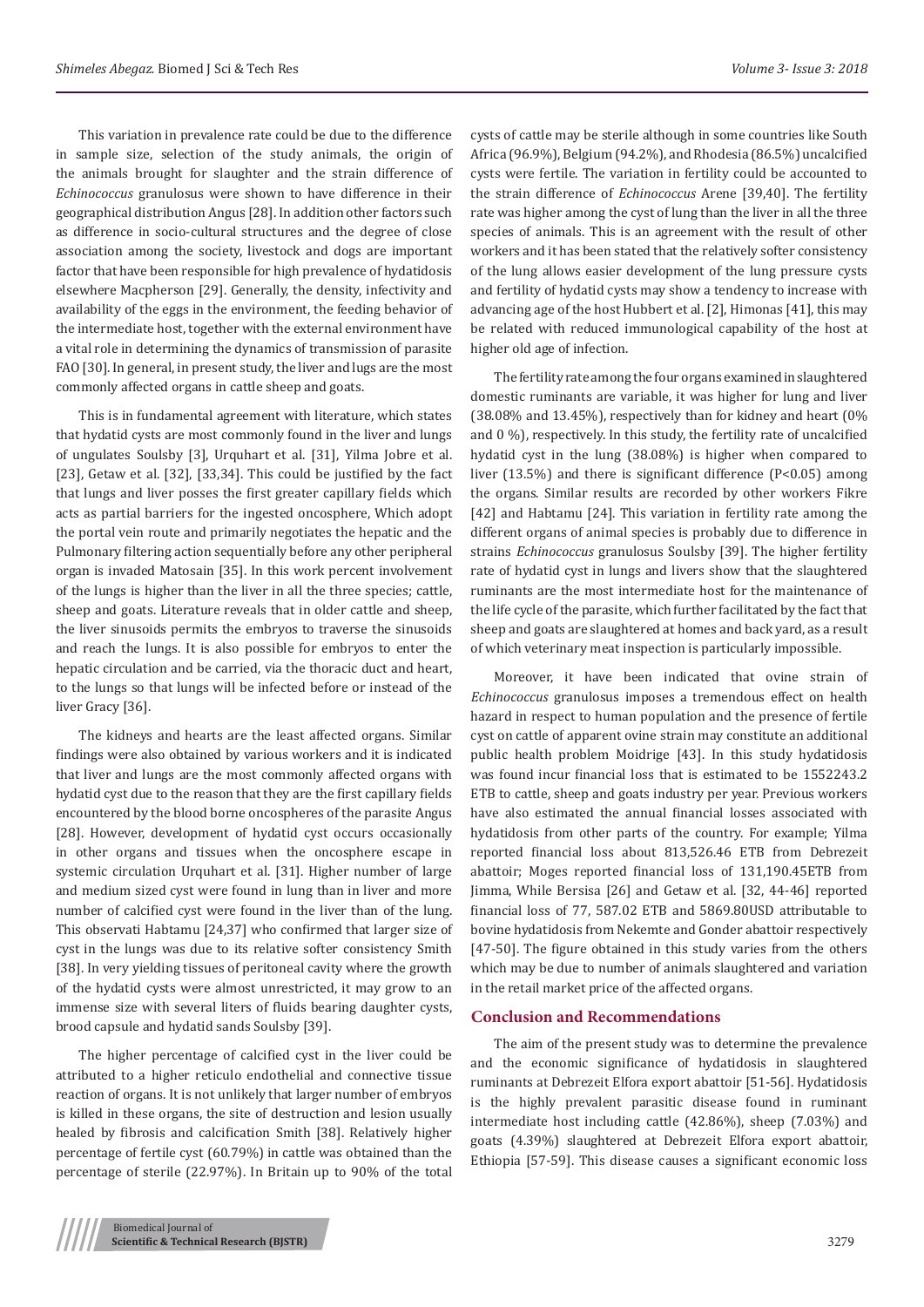This variation in prevalence rate could be due to the difference in sample size, selection of the study animals, the origin of the animals brought for slaughter and the strain difference of *Echinococcus* granulosus were shown to have difference in their geographical distribution Angus [28]. In addition other factors such as difference in socio-cultural structures and the degree of close association among the society, livestock and dogs are important factor that have been responsible for high prevalence of hydatidosis elsewhere Macpherson [29]. Generally, the density, infectivity and availability of the eggs in the environment, the feeding behavior of the intermediate host, together with the external environment have a vital role in determining the dynamics of transmission of parasite FAO [30]. In general, in present study, the liver and lugs are the most commonly affected organs in cattle sheep and goats.

This is in fundamental agreement with literature, which states that hydatid cysts are most commonly found in the liver and lungs of ungulates Soulsby [3], Urquhart et al. [31], Yilma Jobre et al. [23], Getaw et al. [32], [33,34]. This could be justified by the fact that lungs and liver posses the first greater capillary fields which acts as partial barriers for the ingested oncosphere, Which adopt the portal vein route and primarily negotiates the hepatic and the Pulmonary filtering action sequentially before any other peripheral organ is invaded Matosain [35]. In this work percent involvement of the lungs is higher than the liver in all the three species; cattle, sheep and goats. Literature reveals that in older cattle and sheep, the liver sinusoids permits the embryos to traverse the sinusoids and reach the lungs. It is also possible for embryos to enter the hepatic circulation and be carried, via the thoracic duct and heart, to the lungs so that lungs will be infected before or instead of the liver Gracy [36].

The kidneys and hearts are the least affected organs. Similar findings were also obtained by various workers and it is indicated that liver and lungs are the most commonly affected organs with hydatid cyst due to the reason that they are the first capillary fields encountered by the blood borne oncospheres of the parasite Angus [28]. However, development of hydatid cyst occurs occasionally in other organs and tissues when the oncosphere escape in systemic circulation Urquhart et al. [31]. Higher number of large and medium sized cyst were found in lung than in liver and more number of calcified cyst were found in the liver than of the lung. This observati Habtamu [24,37] who confirmed that larger size of cyst in the lungs was due to its relative softer consistency Smith [38]. In very yielding tissues of peritoneal cavity where the growth of the hydatid cysts were almost unrestricted, it may grow to an immense size with several liters of fluids bearing daughter cysts, brood capsule and hydatid sands Soulsby [39].

The higher percentage of calcified cyst in the liver could be attributed to a higher reticulo endothelial and connective tissue reaction of organs. It is not unlikely that larger number of embryos is killed in these organs, the site of destruction and lesion usually healed by fibrosis and calcification Smith [38]. Relatively higher percentage of fertile cyst (60.79%) in cattle was obtained than the percentage of sterile (22.97%). In Britain up to 90% of the total cysts of cattle may be sterile although in some countries like South Africa (96.9%), Belgium (94.2%), and Rhodesia (86.5%) uncalcified cysts were fertile. The variation in fertility could be accounted to the strain difference of *Echinococcus* Arene [39,40]. The fertility rate was higher among the cyst of lung than the liver in all the three species of animals. This is an agreement with the result of other workers and it has been stated that the relatively softer consistency of the lung allows easier development of the lung pressure cysts and fertility of hydatid cysts may show a tendency to increase with advancing age of the host Hubbert et al. [2], Himonas [41], this may be related with reduced immunological capability of the host at higher old age of infection.

The fertility rate among the four organs examined in slaughtered domestic ruminants are variable, it was higher for lung and liver (38.08% and 13.45%), respectively than for kidney and heart (0% and 0 %), respectively. In this study, the fertility rate of uncalcified hydatid cyst in the lung (38.08%) is higher when compared to liver (13.5%) and there is significant difference ($P<0.05$) among the organs. Similar results are recorded by other workers Fikre [42] and Habtamu [24]. This variation in fertility rate among the different organs of animal species is probably due to difference in strains *Echinococcus* granulosus Soulsby [39]. The higher fertility rate of hydatid cyst in lungs and livers show that the slaughtered ruminants are the most intermediate host for the maintenance of the life cycle of the parasite, which further facilitated by the fact that sheep and goats are slaughtered at homes and back yard, as a result of which veterinary meat inspection is particularly impossible.

Moreover, it have been indicated that ovine strain of *Echinococcus* granulosus imposes a tremendous effect on health hazard in respect to human population and the presence of fertile cyst on cattle of apparent ovine strain may constitute an additional public health problem Moidrige [43]. In this study hydatidosis was found incur financial loss that is estimated to be 1552243.2 ETB to cattle, sheep and goats industry per year. Previous workers have also estimated the annual financial losses associated with hydatidosis from other parts of the country. For example; Yilma reported financial loss about 813,526.46 ETB from Debrezeit abattoir; Moges reported financial loss of 131,190.45ETB from Jimma, While Bersisa [26] and Getaw et al. [32, 44-46] reported financial loss of 77, 587.02 ETB and 5869.80USD attributable to bovine hydatidosis from Nekemte and Gonder abattoir respectively [47-50]. The figure obtained in this study varies from the others which may be due to number of animals slaughtered and variation in the retail market price of the affected organs.

## Conclusion and Recommendations

The aim of the present study was to determine the prevalence and the economic significance of hydatidosis in slaughtered ruminants at Debrezeit Elfora export abattoir [51-56]. Hydatidosis is the highly prevalent parasitic disease found in ruminant intermediate host including cattle (42.86%), sheep (7.03%) and goats (4.39%) slaughtered at Debrezeit Elfora export abattoir, Ethiopia [57-59]. This disease causes a significant economic loss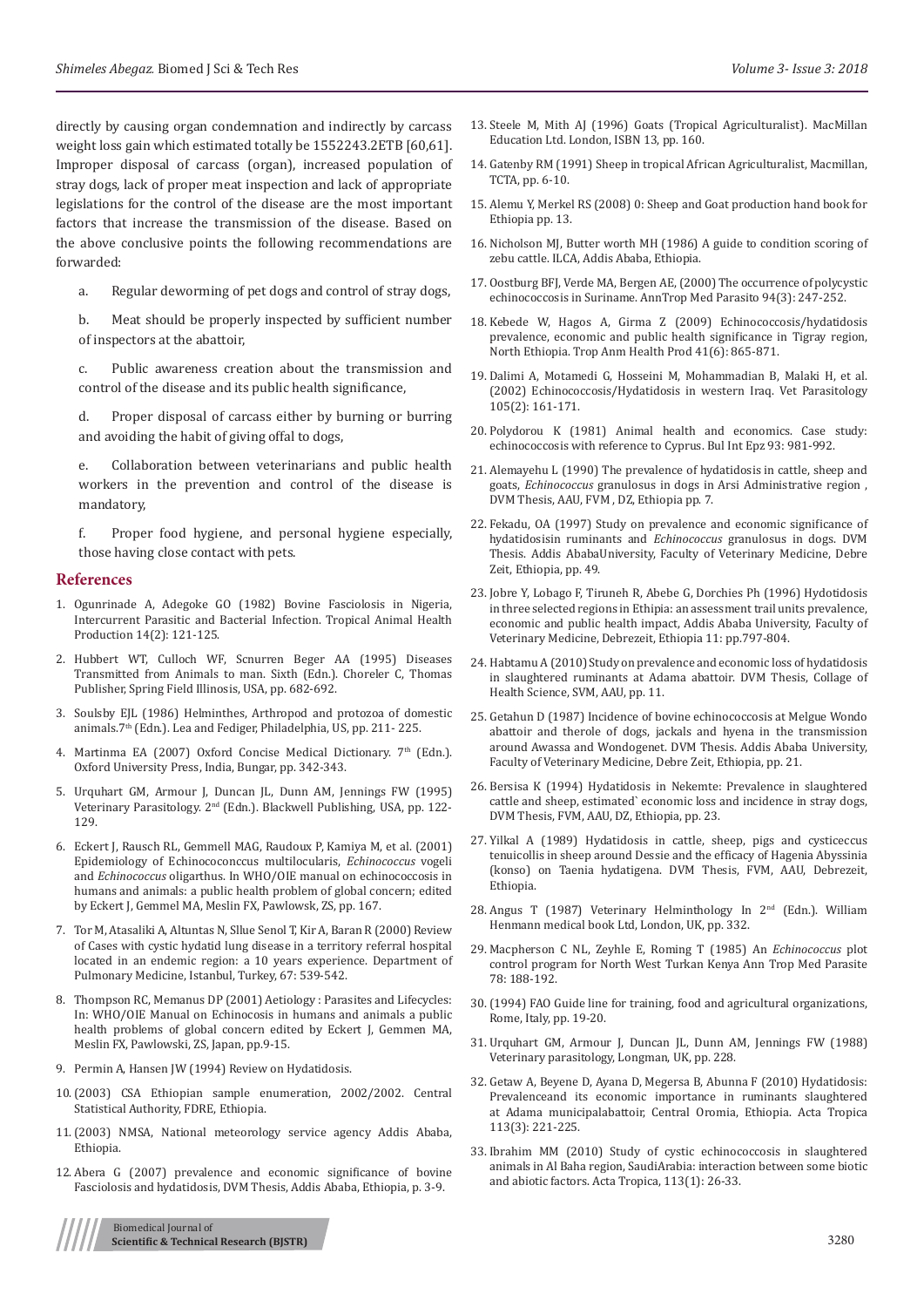directly by causing organ condemnation and indirectly by carcass weight loss gain which estimated totally be 1552243.2ETB [60,61]. Improper disposal of carcass (organ), increased population of stray dogs, lack of proper meat inspection and lack of appropriate legislations for the control of the disease are the most important factors that increase the transmission of the disease. Based on the above conclusive points the following recommendations are forwarded:

a. Regular deworming of pet dogs and control of stray dogs,

b. Meat should be properly inspected by sufficient number of inspectors at the abattoir,

c. Public awareness creation about the transmission and control of the disease and its public health significance,

d. Proper disposal of carcass either by burning or burring and avoiding the habit of giving offal to dogs,

e. Collaboration between veterinarians and public health workers in the prevention and control of the disease is mandatory,

f. Proper food hygiene, and personal hygiene especially, those having close contact with pets.

## References

1. Ogunrinade A, Adegoke GO (1982) Bovine Fasciolosis in Nigeria, Intercurrent Parasitic and Bacterial Infection. Tropical Animal Health Production 14(2): 121-125.
2. Hubbert WT, Culloch WF, Scnurren Beger AA (1995) Diseases Transmitted from Animals to man. Sixth (Edn.). Choreler C, Thomas Publisher, Spring Field Illinosis, USA, pp. 682-692.
3. Soulsby EJL (1986) Helminthes, Arthropod and protozoa of domestic animals.7th (Edn.). Lea and Fediger, Philadelphia, US, pp. 211- 225.
4. Martinma EA (2007) Oxford Concise Medical Dictionary. 7th (Edn.). Oxford University Press, India, Bungar, pp. 342-343.
5. Urquhart GM, Armour J, Duncan JL, Dunn AM, Jennings FW (1995) Veterinary Parasitology. 2nd (Edn.). Blackwell Publishing, USA, pp. 122-129.
6. Eckert J, Rausch RL, Gemmell MAG, Raudoux P, Kamiya M, et al. (2001) Epidemiology of Echinococonccus multilocularis, *Echinococcus* vogeli and *Echinococcus* oligarthus. In WHO/OIE manual on echinococcosis in humans and animals: a public health problem of global concern; edited by Eckert J, Gemmel MA, Meslin FX, Pawlowsk, ZS, pp. 167.
7. Tor M, Atasaliki A, Altuntas N, Sllue Senol T, Kir A, Baran R (2000) Review of Cases with cystic hydatid lung disease in a territory referral hospital located in an endemic region: a 10 years experience. Department of Pulmonary Medicine, Istanbul, Turkey, 67: 539-542.
8. Thompson RC, Memanus DP (2001) Aetiology : Parasites and Lifecycles: In: WHO/OIE Manual on Echinocosis in humans and animals a public health problems of global concern edited by Eckert J, Gemmen MA, Meslin FX, Pawlowski, ZS, Japan, pp.9-15.
9. Permin A, Hansen JW (1994) Review on Hydatidosis.
10. (2003) CSA Ethiopian sample enumeration, 2002/2002. Central Statistical Authority, FDRE, Ethiopia.
11. (2003) NMSA, National meteorology service agency Addis Ababa, Ethiopia.
12. Abera G (2007) prevalence and economic significance of bovine Fasciolosis and hydatidosis, DVM Thesis, Addis Ababa, Ethiopia, p. 3-9.
13. Steele M, Mith AJ (1996) Goats (Tropical Agriculturalist). MacMillan Education Ltd. London, ISBN 13, pp. 160.
14. Gatenby RM (1991) Sheep in tropical African Agriculturalist, Macmillan, TCTA, pp. 6-10.
15. Alemu Y, Merkel RS (2008) 0: Sheep and Goat production hand book for Ethiopia pp. 13.
16. Nicholson MJ, Butter worth MH (1986) A guide to condition scoring of zebu cattle. ILCA, Addis Ababa, Ethiopia.
17. Oostburg BFJ, Verde MA, Bergen AE, (2000) The occurrence of polycystic echinococcosis in Suriname. AnnTrop Med Parasito 94(3): 247-252.
18. Kebede W, Hagos A, Girma Z (2009) Echinococcosis/hydatidosis prevalence, economic and public health significance in Tigray region, North Ethiopia. Trop Anm Health Prod 41(6): 865-871.
19. Dalimi A, Motamedi G, Hosseini M, Mohammadian B, Malaki H, et al. (2002) Echinococcosis/Hydatidosis in western Iraq. Vet Parasitology 105(2): 161-171.
20. Polydorou K (1981) Animal health and economics. Case study: echinococcosis with reference to Cyprus. Bul Int Epz 93: 981-992.
21. Alemayehu L (1990) The prevalence of hydatidosis in cattle, sheep and goats, *Echinococcus* granulosus in dogs in Arsi Administrative region , DVM Thesis, AAU, FVM , DZ, Ethiopia pp. 7.
22. Fekadu, OA (1997) Study on prevalence and economic significance of hydatidosisin ruminants and *Echinococcus* granulosus in dogs. DVM Thesis. Addis AbabaUniversity, Faculty of Veterinary Medicine, Debre Zeit, Ethiopia, pp. 49.
23. Jobre Y, Lobago F, Tiruneh R, Abebe G, Dorchies Ph (1996) Hydotidosis in three selected regions in Ethipia: an assessment trail units prevalence, economic and public health impact, Addis Ababa University, Faculty of Veterinary Medicine, Debrezeit, Ethiopia 11: pp.797-804.
24. Habtamu A (2010) Study on prevalence and economic loss of hydatidosis in slaughtered ruminants at Adama abattoir. DVM Thesis, Collage of Health Science, SVM, AAU, pp. 11.
25. Getahun D (1987) Incidence of bovine echinococcosis at Melgue Wondo abattoir and therole of dogs, jackals and hyena in the transmission around Awassa and Wondogenet. DVM Thesis. Addis Ababa University, Faculty of Veterinary Medicine, Debre Zeit, Ethiopia, pp. 21.
26. Bersisa K (1994) Hydatidosis in Nekemte: Prevalence in slaughtered cattle and sheep, estimated` economic loss and incidence in stray dogs, DVM Thesis, FVM, AAU, DZ, Ethiopia, pp. 23.
27. Yilkal A (1989) Hydatidosis in cattle, sheep, pigs and cysticeccus tenuicollis in sheep around Dessie and the efficacy of Hagenia Abyssinia (konso) on Taenia hydatigena. DVM Thesis, FVM, AAU, Debrezeit, Ethiopia.
28. Angus T (1987) Veterinary Helminthology In 2nd (Edn.). William Henmann medical book Ltd, London, UK, pp. 332.
29. Macpherson C NL, Zeyhle E, Roming T (1985) An *Echinococcus* plot control program for North West Turkan Kenya Ann Trop Med Parasite 78: 188-192.
30. (1994) FAO Guide line for training, food and agricultural organizations, Rome, Italy, pp. 19-20.
31. Urquhart GM, Armour J, Duncan JL, Dunn AM, Jennings FW (1988) Veterinary parasitology, Longman, UK, pp. 228.
32. Getaw A, Beyene D, Ayana D, Megersa B, Abunna F (2010) Hydatidosis: Prevalenceand its economic importance in ruminants slaughtered at Adama municipalabattoir, Central Oromia, Ethiopia. Acta Tropica 113(3): 221-225.
33. Ibrahim MM (2010) Study of cystic echinococcosis in slaughtered animals in Al Baha region, SaudiArabia: interaction between some biotic and abiotic factors. Acta Tropica, 113(1): 26-33.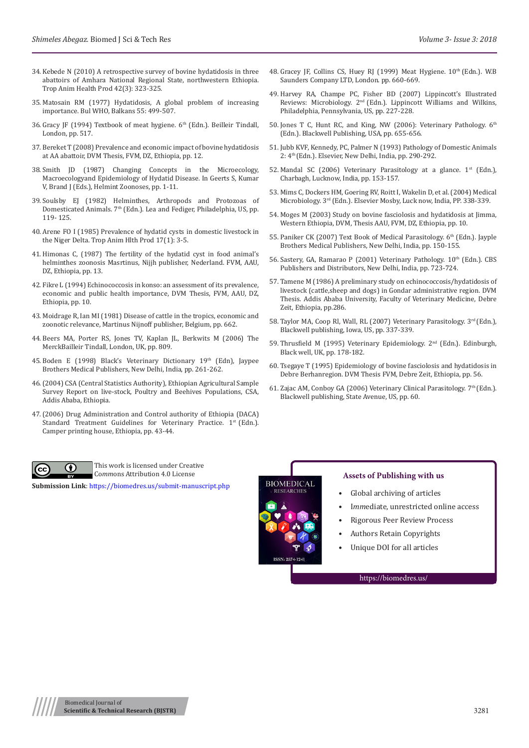34. Kebede N (2010) A retrospective survey of bovine hydatidosis in three abattoirs of Amhara National Regional State, northwestern Ethiopia. Trop Anim Health Prod 42(3): 323-325.
35. Matosain RM (1977) Hydatidosis, A global problem of increasing importance. Bul WHO, Balkans 55: 499-507.
36. Gracy JF (1994) Textbook of meat hygiene. 6th (Edn.). Beilleir Tindall, London, pp. 517.
37. Bereket T (2008) Prevalence and economic impact of bovine hydatidosis at AA abattoir, DVM Thesis, FVM, DZ, Ethiopia, pp. 12.
38. Smith JD (1987) Changing Concepts in the Microecology, Macroecologyand Epidemiology of Hydatid Disease. In Geerts S, Kumar V, Brand J (Eds.), Helmint Zoonoses, pp. 1-11.
39. Soulsby EJ (1982) Helminthes, Arthropods and Protozoas of Domesticated Animals. 7th (Edn.). Lea and Fediger, Philadelphia, US, pp. 119- 125.
40. Arene FO I (1985) Prevalence of hydatid cysts in domestic livestock in the Niger Delta. Trop Anim Hlth Prod 17(1): 3-5.
41. Himonas C, (1987) The fertility of the hydatid cyst in food animal's helminthes zoonosis Masrtinus, Nijjh publisher, Nederland. FVM, AAU, DZ, Ethiopia, pp. 13.
42. Fikre L (1994) Echinococcosis in konso: an assessment of its prevalence, economic and public health importance, DVM Thesis, FVM, AAU, DZ, Ethiopia, pp. 10.
43. Moidrage R, Ian MI (1981) Disease of cattle in the tropics, economic and zoonotic relevance, Martinus Nijnoff publisher, Belgium, pp. 662.
44. Beers MA, Porter RS, Jones TV, Kaplan JL, Berkwits M (2006) The MerckBailleir Tindall, London, UK, pp. 809.
45. Boden E (1998) Black's Veterinary Dictionary 19th (Edn), Jaypee Brothers Medical Publishers, New Delhi, India, pp. 261-262.
46. (2004) CSA (Central Statistics Authority), Ethiopian Agricultural Sample Survey Report on live-stock, Poultry and Beehives Populations, CSA, Addis Ababa, Ethiopia.
47. (2006) Drug Administration and Control authority of Ethiopia (DACA) Standard Treatment Guidelines for Veterinary Practice. 1st (Edn.). Camper printing house, Ethiopia, pp. 43-44.
48. Gracey JF, Collins CS, Huey RJ (1999) Meat Hygiene. 10th (Edn.). W.B Saunders Company LTD, London. pp. 660-669.
49. Harvey RA, Champe PC, Fisher BD (2007) Lippincott's Illustrated Reviews: Microbiology. 2nd (Edn.). Lippincott Williams and Wilkins, Philadelphia, Pennsylvania, US, pp. 227-228.
50. Jones T C, Hunt RC, and King, NW (2006): Veterinary Pathology. 6th (Edn.). Blackwell Publishing, USA, pp. 655-656.
51. Jubb KVF, Kennedy, PC, Palmer N (1993) Pathology of Domestic Animals 2: 4th (Edn.). Elsevier, New Delhi, India, pp. 290-292.
52. Mandal SC (2006) Veterinary Parasitology at a glance. 1st (Edn.), Charbagh, Lucknow, India, pp. 153-157.
53. Mims C, Dockers HM, Goering RV, Roitt I, Wakelin D, et al. (2004) Medical Microbiology. 3rd (Edn.). Elsevier Mosby, Luck now, India, PP. 338-339.
54. Moges M (2003) Study on bovine fasciolosis and hydatidosis at Jimma, Western Ethiopia, DVM, Thesis AAU, FVM, DZ, Ethiopia, pp. 10.
55. Paniker CK (2007) Text Book of Medical Parasitology. 6th (Edn.). Jayple Brothers Medical Publishers, New Delhi, India, pp. 150-155.
56. Sastery, GA, Ramarao P (2001) Veterinary Pathology. 10th (Edn.). CBS Publishers and Distributors, New Delhi, India, pp. 723-724.
57. Tamene M (1986) A preliminary study on echinococcosis/hydatidosis of livestock (cattle,sheep and dogs) in Gondar administrative region. DVM Thesis. Addis Ababa University, Faculty of Veterinary Medicine, Debre Zeit, Ethiopia, pp.286.
58. Taylor MA, Coop Rl, Wall, RL (2007) Veterinary Parasitology. 3rd (Edn.), Blackwell publishing, Iowa, US, pp. 337-339.
59. Thrusfield M (1995) Veterinary Epidemiology. 2nd (Edn.). Edinburgh, Black well, UK, pp. 178-182.
60. Tsegaye T (1995) Epidemiology of bovine fasciolosis and hydatidosis in Debre Berhanregion. DVM Thesis FVM, Debre Zeit, Ethiopia, pp. 56.
61. Zajac AM, Conboy GA (2006) Veterinary Clinical Parasitology. 7th (Edn.). Blackwell publishing, State Avenue, US, pp. 60.

This work is licensed under Creative Commons Attribution 4.0 License

**Submission Link**: https://biomedres.us/submit-manuscript.php

**Assets of Publishing with us**

- Global archiving of articles
- Immediate, unrestricted online access
- Rigorous Peer Review Process
- Authors Retain Copyrights
- Unique DOI for all articles

https://biomedres.us/